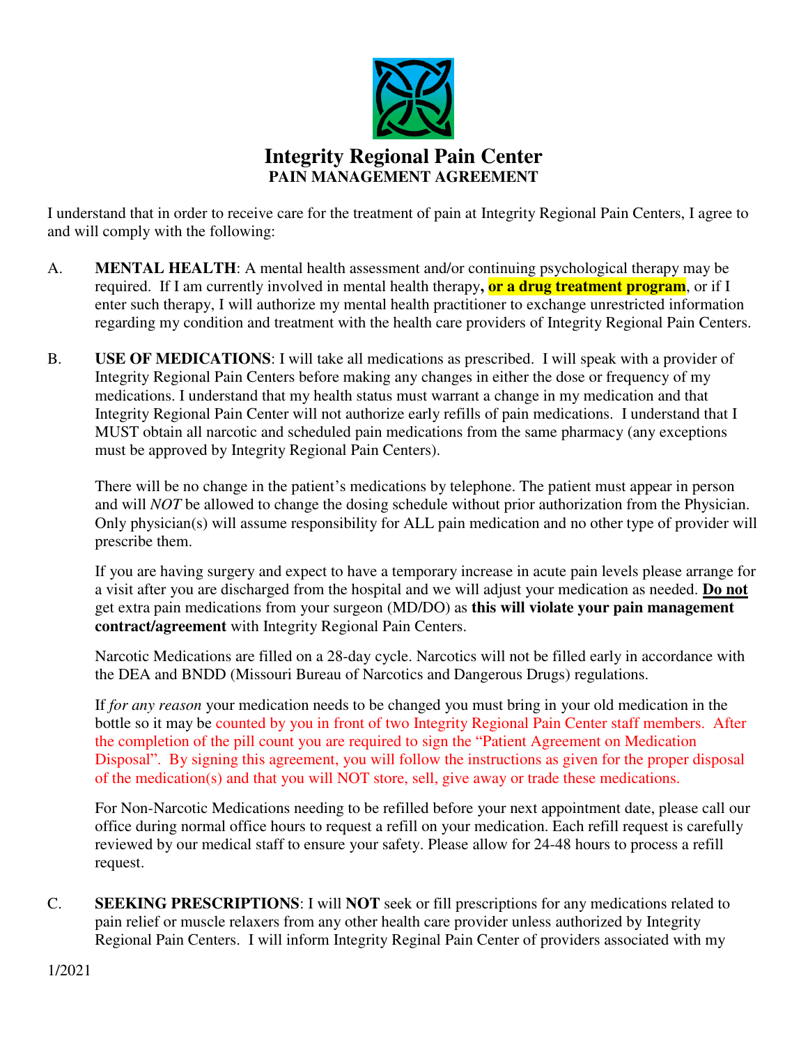# Integrity Regional Pain Center

## PAIN MANAGEMENT AGREEMENT

I understand that in order to receive care for the treatment of pain at Integrity Regional Pain Centers, I agree to and will comply with the following:

A. **MENTAL HEALTH**: A mental health assessment and/or continuing psychological therapy may be required. If I am currently involved in mental health therapy**, or a drug treatment program**, or if I enter such therapy, I will authorize my mental health practitioner to exchange unrestricted information regarding my condition and treatment with the health care providers of Integrity Regional Pain Centers.

B. **USE OF MEDICATIONS**: I will take all medications as prescribed. I will speak with a provider of Integrity Regional Pain Centers before making any changes in either the dose or frequency of my medications. I understand that my health status must warrant a change in my medication and that Integrity Regional Pain Center will not authorize early refills of pain medications. I understand that I MUST obtain all narcotic and scheduled pain medications from the same pharmacy (any exceptions must be approved by Integrity Regional Pain Centers).

There will be no change in the patient's medications by telephone. The patient must appear in person and will *NOT* be allowed to change the dosing schedule without prior authorization from the Physician. Only physician(s) will assume responsibility for ALL pain medication and no other type of provider will prescribe them.

If you are having surgery and expect to have a temporary increase in acute pain levels please arrange for a visit after you are discharged from the hospital and we will adjust your medication as needed. **Do not** get extra pain medications from your surgeon (MD/DO) as **this will violate your pain management contract/agreement** with Integrity Regional Pain Centers.

Narcotic Medications are filled on a 28-day cycle. Narcotics will not be filled early in accordance with the DEA and BNDD (Missouri Bureau of Narcotics and Dangerous Drugs) regulations.

If *for any reason* your medication needs to be changed you must bring in your old medication in the bottle so it may be counted by you in front of two Integrity Regional Pain Center staff members. After the completion of the pill count you are required to sign the "Patient Agreement on Medication Disposal". By signing this agreement, you will follow the instructions as given for the proper disposal of the medication(s) and that you will NOT store, sell, give away or trade these medications.

For Non-Narcotic Medications needing to be refilled before your next appointment date, please call our office during normal office hours to request a refill on your medication. Each refill request is carefully reviewed by our medical staff to ensure your safety. Please allow for 24-48 hours to process a refill request.

C. **SEEKING PRESCRIPTIONS**: I will **NOT** seek or fill prescriptions for any medications related to pain relief or muscle relaxers from any other health care provider unless authorized by Integrity Regional Pain Centers. I will inform Integrity Reginal Pain Center of providers associated with my

1/2021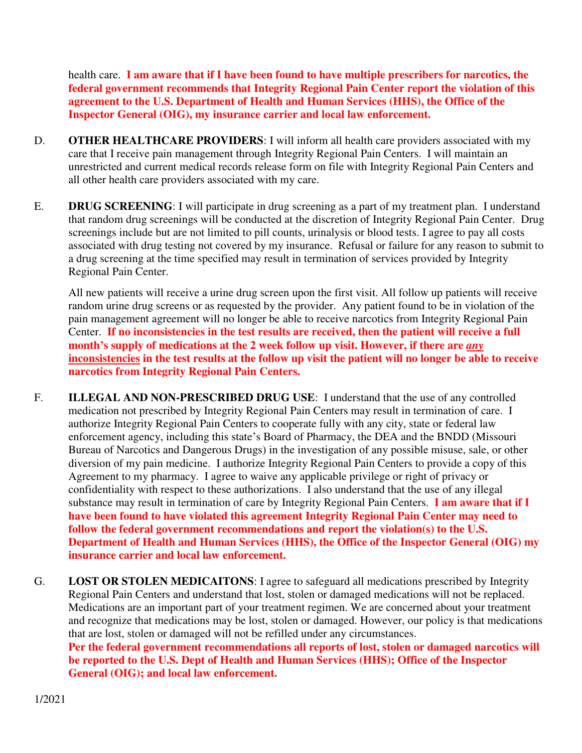health care. **I am aware that if I have been found to have multiple prescribers for narcotics, the federal government recommends that Integrity Regional Pain Center report the violation of this agreement to the U.S. Department of Health and Human Services (HHS), the Office of the Inspector General (OIG), my insurance carrier and local law enforcement.**

D. **OTHER HEALTHCARE PROVIDERS**: I will inform all health care providers associated with my care that I receive pain management through Integrity Regional Pain Centers. I will maintain an unrestricted and current medical records release form on file with Integrity Regional Pain Centers and all other health care providers associated with my care.

E. **DRUG SCREENING**: I will participate in drug screening as a part of my treatment plan. I understand that random drug screenings will be conducted at the discretion of Integrity Regional Pain Center. Drug screenings include but are not limited to pill counts, urinalysis or blood tests. I agree to pay all costs associated with drug testing not covered by my insurance. Refusal or failure for any reason to submit to a drug screening at the time specified may result in termination of services provided by Integrity Regional Pain Center.

All new patients will receive a urine drug screen upon the first visit. All follow up patients will receive random urine drug screens or as requested by the provider. Any patient found to be in violation of the pain management agreement will no longer be able to receive narcotics from Integrity Regional Pain Center. **If no inconsistencies in the test results are received, then the patient will receive a full month's supply of medications at the 2 week follow up visit. However, if there are *<u>any</u>* <u>inconsistencies</u> in the test results at the follow up visit the patient will no longer be able to receive narcotics from Integrity Regional Pain Centers.**

F. **ILLEGAL AND NON-PRESCRIBED DRUG USE**: I understand that the use of any controlled medication not prescribed by Integrity Regional Pain Centers may result in termination of care. I authorize Integrity Regional Pain Centers to cooperate fully with any city, state or federal law enforcement agency, including this state's Board of Pharmacy, the DEA and the BNDD (Missouri Bureau of Narcotics and Dangerous Drugs) in the investigation of any possible misuse, sale, or other diversion of my pain medicine. I authorize Integrity Regional Pain Centers to provide a copy of this Agreement to my pharmacy. I agree to waive any applicable privilege or right of privacy or confidentiality with respect to these authorizations. I also understand that the use of any illegal substance may result in termination of care by Integrity Regional Pain Centers. **I am aware that if I have been found to have violated this agreement Integrity Regional Pain Center may need to follow the federal government recommendations and report the violation(s) to the U.S. Department of Health and Human Services (HHS), the Office of the Inspector General (OIG) my insurance carrier and local law enforcement.**

G. **LOST OR STOLEN MEDICAITONS**: I agree to safeguard all medications prescribed by Integrity Regional Pain Centers and understand that lost, stolen or damaged medications will not be replaced. Medications are an important part of your treatment regimen. We are concerned about your treatment and recognize that medications may be lost, stolen or damaged. However, our policy is that medications that are lost, stolen or damaged will not be refilled under any circumstances.
**Per the federal government recommendations all reports of lost, stolen or damaged narcotics will be reported to the U.S. Dept of Health and Human Services (HHS); Office of the Inspector General (OIG); and local law enforcement.**

1/2021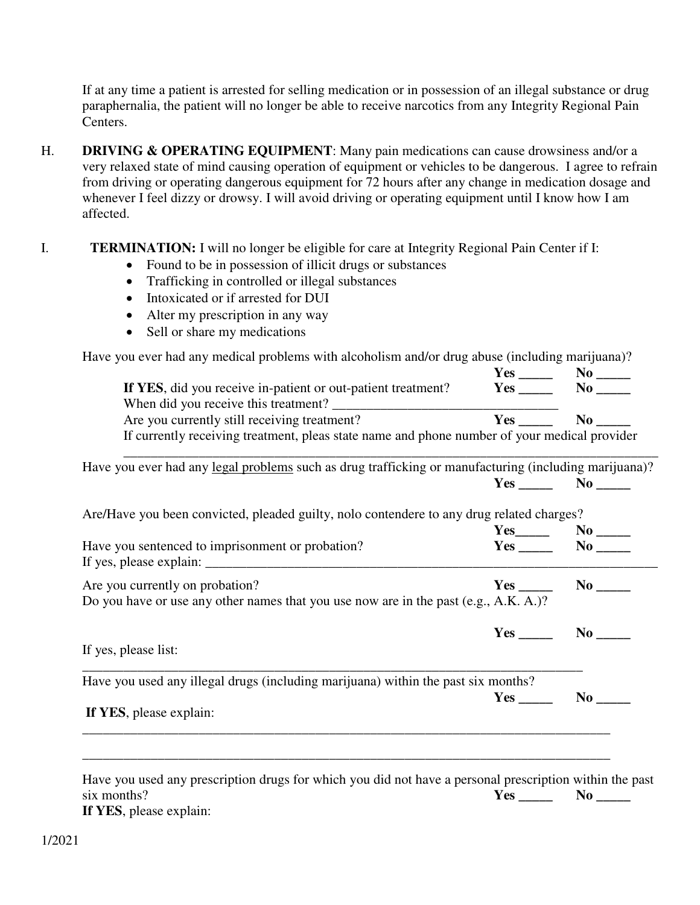If at any time a patient is arrested for selling medication or in possession of an illegal substance or drug paraphernalia, the patient will no longer be able to receive narcotics from any Integrity Regional Pain Centers.

H. **DRIVING & OPERATING EQUIPMENT**: Many pain medications can cause drowsiness and/or a very relaxed state of mind causing operation of equipment or vehicles to be dangerous. I agree to refrain from driving or operating dangerous equipment for 72 hours after any change in medication dosage and whenever I feel dizzy or drowsy. I will avoid driving or operating equipment until I know how I am affected.

I. **TERMINATION:** I will no longer be eligible for care at Integrity Regional Pain Center if I:

- Found to be in possession of illicit drugs or substances
- Trafficking in controlled or illegal substances
- Intoxicated or if arrested for DUI
- Alter my prescription in any way
- Sell or share my medications

Have you ever had any medical problems with alcoholism and/or drug abuse (including marijuana)?
**Yes _____** **No _____**

**If YES**, did you receive in-patient or out-patient treatment? **Yes _____** **No _____**

When did you receive this treatment? _________________________________

Are you currently still receiving treatment? **Yes _____** **No _____**

If currently receiving treatment, pleas state name and phone number of your medical provider
_________________________________________________________________________________

Have you ever had any <u>legal problems</u> such as drug trafficking or manufacturing (including marijuana)?
**Yes _____** **No _____**

Are/Have you been convicted, pleaded guilty, nolo contendere to any drug related charges?
**Yes_____** **No _____**

Have you sentenced to imprisonment or probation? **Yes _____** **No _____**

If yes, please explain: _______________________________________________________________________

Are you currently on probation? **Yes _____** **No _____**

Do you have or use any other names that you use now are in the past (e.g., A.K. A.)?

**Yes _____** **No _____**

If yes, please list:

_________________________________________________________________________________

Have you used any illegal drugs (including marijuana) within the past six months?
**Yes _____** **No _____**

**If YES**, please explain:

_________________________________________________________________________________

_________________________________________________________________________________

Have you used any prescription drugs for which you did not have a personal prescription within the past six months? **Yes _____** **No _____**

**If YES**, please explain:

1/2021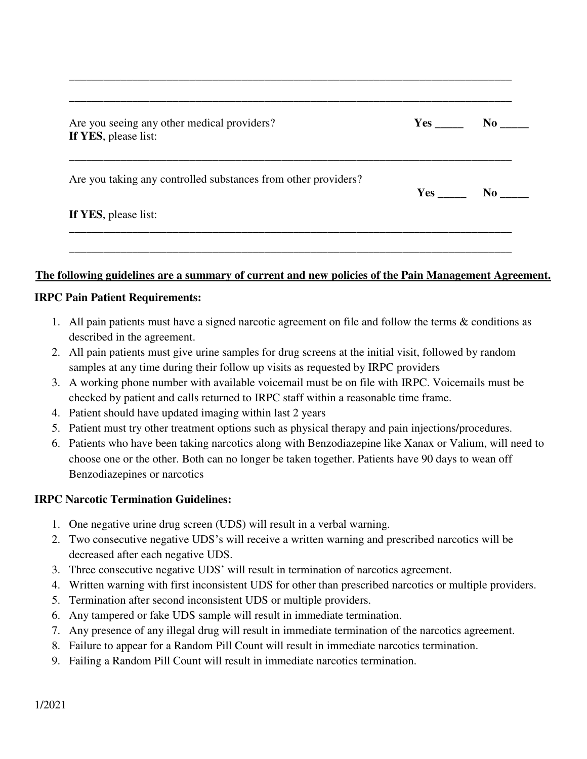\_\_\_\_\_\_\_\_\_\_\_\_\_\_\_\_\_\_\_\_\_\_\_\_\_\_\_\_\_\_\_\_\_\_\_\_\_\_\_\_\_\_\_\_\_\_\_\_\_\_\_\_\_\_\_\_\_\_\_\_\_\_\_\_\_\_\_\_\_\_\_\_\_\_\_\_

\_\_\_\_\_\_\_\_\_\_\_\_\_\_\_\_\_\_\_\_\_\_\_\_\_\_\_\_\_\_\_\_\_\_\_\_\_\_\_\_\_\_\_\_\_\_\_\_\_\_\_\_\_\_\_\_\_\_\_\_\_\_\_\_\_\_\_\_\_\_\_\_\_\_\_\_

Are you seeing any other medical providers? **Yes \_\_\_\_\_ No \_\_\_\_\_**
**If YES**, please list:

\_\_\_\_\_\_\_\_\_\_\_\_\_\_\_\_\_\_\_\_\_\_\_\_\_\_\_\_\_\_\_\_\_\_\_\_\_\_\_\_\_\_\_\_\_\_\_\_\_\_\_\_\_\_\_\_\_\_\_\_\_\_\_\_\_\_\_\_\_\_\_\_\_\_\_\_

Are you taking any controlled substances from other providers? **Yes \_\_\_\_\_ No \_\_\_\_\_**

**If YES**, please list:

\_\_\_\_\_\_\_\_\_\_\_\_\_\_\_\_\_\_\_\_\_\_\_\_\_\_\_\_\_\_\_\_\_\_\_\_\_\_\_\_\_\_\_\_\_\_\_\_\_\_\_\_\_\_\_\_\_\_\_\_\_\_\_\_\_\_\_\_\_\_\_\_\_\_\_\_

\_\_\_\_\_\_\_\_\_\_\_\_\_\_\_\_\_\_\_\_\_\_\_\_\_\_\_\_\_\_\_\_\_\_\_\_\_\_\_\_\_\_\_\_\_\_\_\_\_\_\_\_\_\_\_\_\_\_\_\_\_\_\_\_\_\_\_\_\_\_\_\_\_\_\_\_

**<u>The following guidelines are a summary of current and new policies of the Pain Management Agreement.</u>**

**IRPC Pain Patient Requirements:**

1. All pain patients must have a signed narcotic agreement on file and follow the terms & conditions as described in the agreement.
2. All pain patients must give urine samples for drug screens at the initial visit, followed by random samples at any time during their follow up visits as requested by IRPC providers
3. A working phone number with available voicemail must be on file with IRPC. Voicemails must be checked by patient and calls returned to IRPC staff within a reasonable time frame.
4. Patient should have updated imaging within last 2 years
5. Patient must try other treatment options such as physical therapy and pain injections/procedures.
6. Patients who have been taking narcotics along with Benzodiazepine like Xanax or Valium, will need to choose one or the other. Both can no longer be taken together. Patients have 90 days to wean off Benzodiazepines or narcotics

**IRPC Narcotic Termination Guidelines:**

1. One negative urine drug screen (UDS) will result in a verbal warning.
2. Two consecutive negative UDS's will receive a written warning and prescribed narcotics will be decreased after each negative UDS.
3. Three consecutive negative UDS' will result in termination of narcotics agreement.
4. Written warning with first inconsistent UDS for other than prescribed narcotics or multiple providers.
5. Termination after second inconsistent UDS or multiple providers.
6. Any tampered or fake UDS sample will result in immediate termination.
7. Any presence of any illegal drug will result in immediate termination of the narcotics agreement.
8. Failure to appear for a Random Pill Count will result in immediate narcotics termination.
9. Failing a Random Pill Count will result in immediate narcotics termination.

1/2021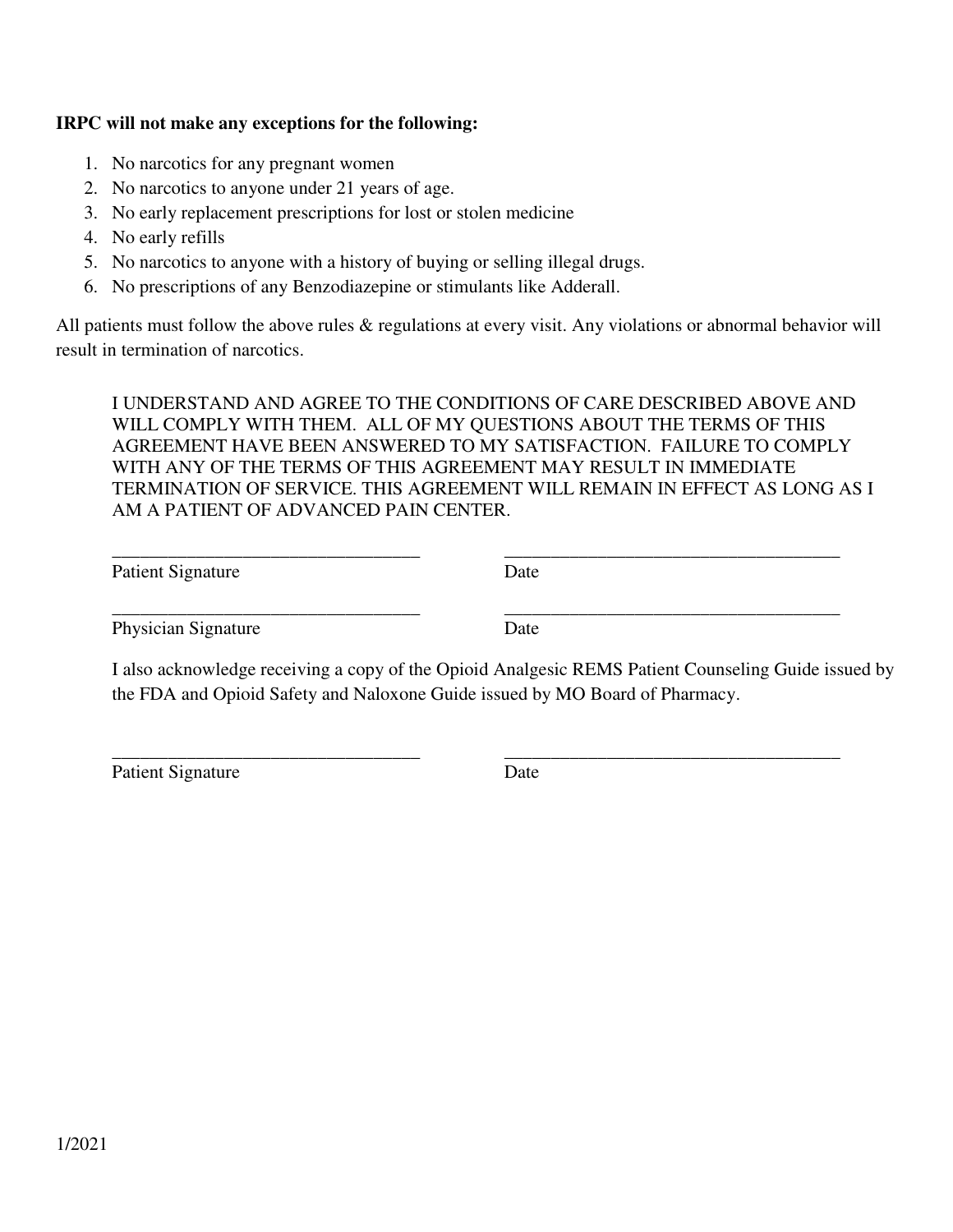**IRPC will not make any exceptions for the following:**

1. No narcotics for any pregnant women
2. No narcotics to anyone under 21 years of age.
3. No early replacement prescriptions for lost or stolen medicine
4. No early refills
5. No narcotics to anyone with a history of buying or selling illegal drugs.
6. No prescriptions of any Benzodiazepine or stimulants like Adderall.

All patients must follow the above rules & regulations at every visit. Any violations or abnormal behavior will result in termination of narcotics.

I UNDERSTAND AND AGREE TO THE CONDITIONS OF CARE DESCRIBED ABOVE AND WILL COMPLY WITH THEM. ALL OF MY QUESTIONS ABOUT THE TERMS OF THIS AGREEMENT HAVE BEEN ANSWERED TO MY SATISFACTION. FAILURE TO COMPLY WITH ANY OF THE TERMS OF THIS AGREEMENT MAY RESULT IN IMMEDIATE TERMINATION OF SERVICE. THIS AGREEMENT WILL REMAIN IN EFFECT AS LONG AS I AM A PATIENT OF ADVANCED PAIN CENTER.

_________________________________ _____________________________________

Patient Signature Date

_________________________________ _____________________________________

Physician Signature Date

I also acknowledge receiving a copy of the Opioid Analgesic REMS Patient Counseling Guide issued by the FDA and Opioid Safety and Naloxone Guide issued by MO Board of Pharmacy.

_________________________________ _____________________________________

Patient Signature Date

1/2021